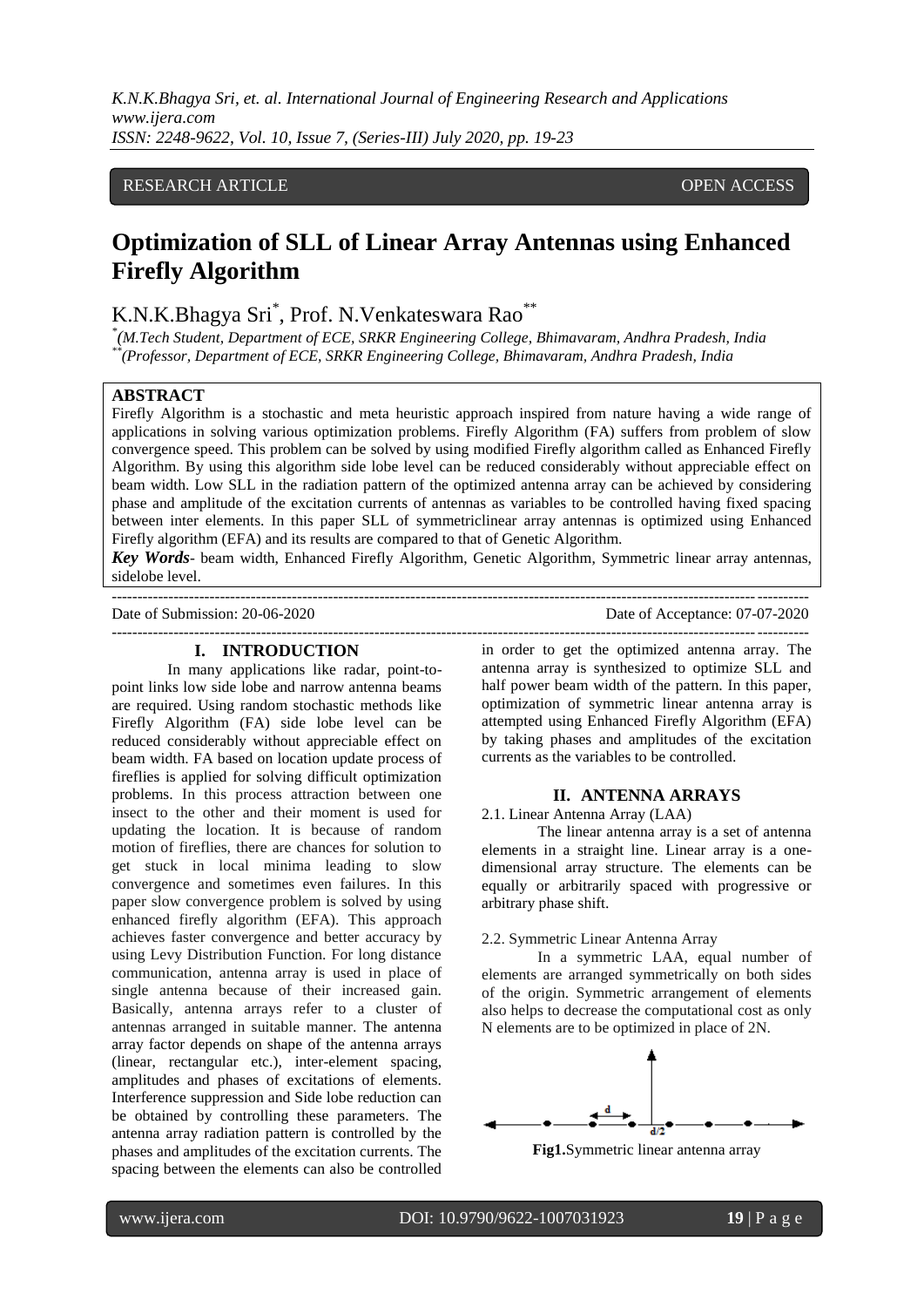RESEARCH ARTICLE OPEN ACCESS

# Optimization of SLL of Linear Array Antennas using Enhanced Firefly Algorithm

K.N.K.Bhagya Sri[*], Prof. N.Venkateswara Rao[**]

[*](M.Tech Student, Department of ECE, SRKR Engineering College, Bhimavaram, Andhra Pradesh, India
[**](Professor, Department of ECE, SRKR Engineering College, Bhimavaram, Andhra Pradesh, India

## ABSTRACT

Firefly Algorithm is a stochastic and meta heuristic approach inspired from nature having a wide range of applications in solving various optimization problems. Firefly Algorithm (FA) suffers from problem of slow convergence speed. This problem can be solved by using modified Firefly algorithm called as Enhanced Firefly Algorithm. By using this algorithm side lobe level can be reduced considerably without appreciable effect on beam width. Low SLL in the radiation pattern of the optimized antenna array can be achieved by considering phase and amplitude of the excitation currents of antennas as variables to be controlled having fixed spacing between inter elements. In this paper SLL of symmetriclinear array antennas is optimized using Enhanced Firefly algorithm (EFA) and its results are compared to that of Genetic Algorithm.

***Key Words***- beam width, Enhanced Firefly Algorithm, Genetic Algorithm, Symmetric linear array antennas, sidelobe level.

---

Date of Submission: 20-06-2020 Date of Acceptance: 07-07-2020

---

## I. INTRODUCTION

In many applications like radar, point-to-point links low side lobe and narrow antenna beams are required. Using random stochastic methods like Firefly Algorithm (FA) side lobe level can be reduced considerably without appreciable effect on beam width. FA based on location update process of fireflies is applied for solving difficult optimization problems. In this process attraction between one insect to the other and their moment is used for updating the location. It is because of random motion of fireflies, there are chances for solution to get stuck in local minima leading to slow convergence and sometimes even failures. In this paper slow convergence problem is solved by using enhanced firefly algorithm (EFA). This approach achieves faster convergence and better accuracy by using Levy Distribution Function. For long distance communication, antenna array is used in place of single antenna because of their increased gain. Basically, antenna arrays refer to a cluster of antennas arranged in suitable manner. The antenna array factor depends on shape of the antenna arrays (linear, rectangular etc.), inter-element spacing, amplitudes and phases of excitations of elements. Interference suppression and Side lobe reduction can be obtained by controlling these parameters. The antenna array radiation pattern is controlled by the phases and amplitudes of the excitation currents. The spacing between the elements can also be controlled in order to get the optimized antenna array. The antenna array is synthesized to optimize SLL and half power beam width of the pattern. In this paper, optimization of symmetric linear antenna array is attempted using Enhanced Firefly Algorithm (EFA) by taking phases and amplitudes of the excitation currents as the variables to be controlled.

## II. ANTENNA ARRAYS

### 2.1. Linear Antenna Array (LAA)

The linear antenna array is a set of antenna elements in a straight line. Linear array is a one-dimensional array structure. The elements can be equally or arbitrarily spaced with progressive or arbitrary phase shift.

### 2.2. Symmetric Linear Antenna Array

In a symmetric LAA, equal number of elements are arranged symmetrically on both sides of the origin. Symmetric arrangement of elements also helps to decrease the computational cost as only N elements are to be optimized in place of 2N.

**Fig1.**Symmetric linear antenna array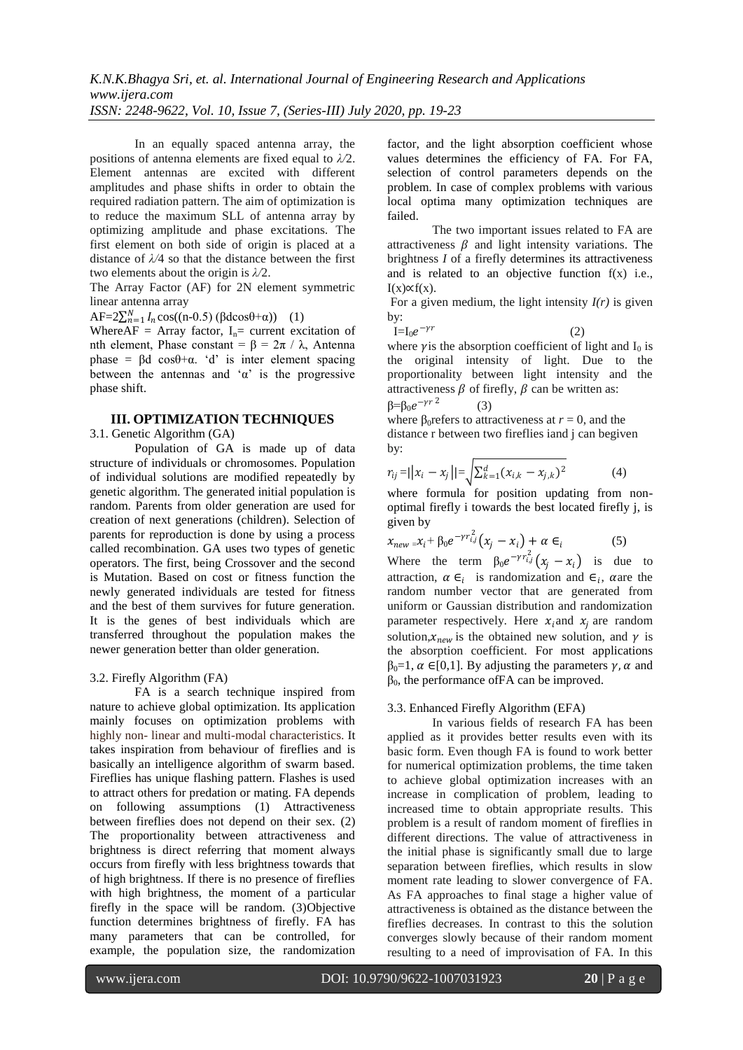In an equally spaced antenna array, the positions of antenna elements are fixed equal to $\lambda/2$. Element antennas are excited with different amplitudes and phase shifts in order to obtain the required radiation pattern. The aim of optimization is to reduce the maximum SLL of antenna array by optimizing amplitude and phase excitations. The first element on both side of origin is placed at a distance of $\lambda/4$ so that the distance between the first two elements about the origin is $\lambda/2$.

The Array Factor (AF) for 2N element symmetric linear antenna array

$$AF=2\sum_{n=1}^{N} I_n \cos((n-0.5)(\beta d\cos\theta+\alpha)) \quad (1)$$

Where AF = Array factor, $I_n$= current excitation of nth element, Phase constant = $\beta = 2\pi / \lambda$, Antenna phase = $\beta d \cos\theta+\alpha$. 'd' is inter element spacing between the antennas and '$\alpha$' is the progressive phase shift.

## III. OPTIMIZATION TECHNIQUES

### 3.1. Genetic Algorithm (GA)

Population of GA is made up of data structure of individuals or chromosomes. Population of individual solutions are modified repeatedly by genetic algorithm. The generated initial population is random. Parents from older generation are used for creation of next generations (children). Selection of parents for reproduction is done by using a process called recombination. GA uses two types of genetic operators. The first, being Crossover and the second is Mutation. Based on cost or fitness function the newly generated individuals are tested for fitness and the best of them survives for future generation. It is the genes of best individuals which are transferred throughout the population makes the newer generation better than older generation.

### 3.2. Firefly Algorithm (FA)

FA is a search technique inspired from nature to achieve global optimization. Its application mainly focuses on optimization problems with highly non- linear and multi-modal characteristics. It takes inspiration from behaviour of fireflies and is basically an intelligence algorithm of swarm based. Fireflies has unique flashing pattern. Flashes is used to attract others for predation or mating. FA depends on following assumptions (1) Attractiveness between fireflies does not depend on their sex. (2) The proportionality between attractiveness and brightness is direct referring that moment always occurs from firefly with less brightness towards that of high brightness. If there is no presence of fireflies with high brightness, the moment of a particular firefly in the space will be random. (3)Objective function determines brightness of firefly. FA has many parameters that can be controlled, for example, the population size, the randomization factor, and the light absorption coefficient whose values determines the efficiency of FA. For FA, selection of control parameters depends on the problem. In case of complex problems with various local optima many optimization techniques are failed.

The two important issues related to FA are attractiveness $\beta$ and light intensity variations. The brightness *I* of a firefly determines its attractiveness and is related to an objective function f(x) i.e., $I(x)\propto f(x)$.

For a given medium, the light intensity *I(r)* is given by:

$$I=I_0 e^{-\gamma r} \quad (2)$$

where $\gamma$ is the absorption coefficient of light and $I_0$ is the original intensity of light. Due to the proportionality between light intensity and the attractiveness $\beta$ of firefly, $\beta$ can be written as:

$$\beta=\beta_0 e^{-\gamma r^2} \quad (3)$$

where $\beta_0$ refers to attractiveness at $r = 0$, and the distance r between two fireflies i and j can be given by:

$$r_{ij} = ||x_i - x_j|| = \sqrt{\sum_{k=1}^{d}(x_{i,k} - x_{j,k})^2} \quad (4)$$

where formula for position updating from non-optimal firefly i towards the best located firefly j, is given by

$$x_{new} = x_i + \beta_0 e^{-\gamma r_{i,j}^2}(x_j - x_i) + \alpha \in_i \quad (5)$$

Where the term $\beta_0 e^{-\gamma r_{i,j}^2}(x_j - x_i)$ is due to attraction, $\alpha \in_i$ is randomization and $\in_i$, $\alpha$ are the random number vector that are generated from uniform or Gaussian distribution and randomization parameter respectively. Here $x_i$ and $x_j$ are random solution, $x_{new}$ is the obtained new solution, and $\gamma$ is the absorption coefficient. For most applications $\beta_0=1$, $\alpha \in [0,1]$. By adjusting the parameters $\gamma$, $\alpha$ and $\beta_0$, the performance of FA can be improved.

### 3.3. Enhanced Firefly Algorithm (EFA)

In various fields of research FA has been applied as it provides better results even with its basic form. Even though FA is found to work better for numerical optimization problems, the time taken to achieve global optimization increases with an increase in complication of problem, leading to increased time to obtain appropriate results. This problem is a result of random moment of fireflies in different directions. The value of attractiveness in the initial phase is significantly small due to large separation between fireflies, which results in slow moment rate leading to slower convergence of FA. As FA approaches to final stage a higher value of attractiveness is obtained as the distance between the fireflies decreases. In contrast to this the solution converges slowly because of their random moment resulting to a need of improvisation of FA. In this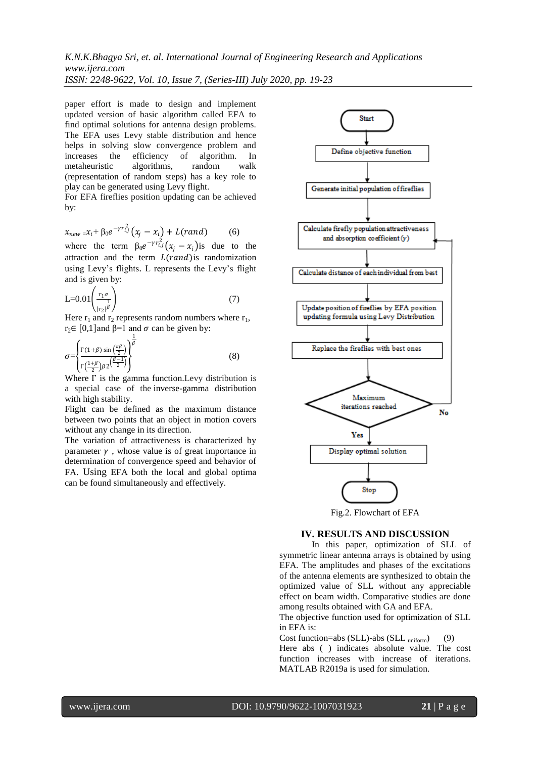paper effort is made to design and implement updated version of basic algorithm called EFA to find optimal solutions for antenna design problems. The EFA uses Levy stable distribution and hence helps in solving slow convergence problem and increases the efficiency of algorithm. In metaheuristic algorithms, random walk (representation of random steps) has a key role to play can be generated using Levy flight.

For EFA fireflies position updating can be achieved by:

$$x_{new} = x_i + \beta_0 e^{-\gamma r_{i,j}^2}\left(x_j - x_i\right) + L(rand) \qquad (6)$$

where the term $\beta_0 e^{-\gamma r_{i,j}^2}\left(x_j - x_i\right)$ is due to the attraction and the term $L(rand)$ is randomization using Levy's flights. L represents the Levy's flight and is given by:

$$L = 0.01\left(\frac{r_1 \sigma}{|r_2|^{\frac{1}{\beta}}}\right) \qquad (7)$$

Here $r_1$ and $r_2$ represents random numbers where $r_1, r_2 \in [0,1]$ and $\beta=1$ and $\sigma$ can be given by:

$$\sigma = \left\{\frac{\Gamma(1+\beta)\sin\left(\frac{\pi\beta}{2}\right)}{\Gamma\left(\frac{1+\beta}{2}\right)\beta\, 2^{\left(\frac{\beta-1}{2}\right)}}\right\}^{\frac{1}{\beta}} \qquad (8)$$

Where $\Gamma$ is the gamma function. Levy distribution is a special case of the inverse-gamma distribution with high stability.

Flight can be defined as the maximum distance between two points that an object in motion covers without any change in its direction.

The variation of attractiveness is characterized by parameter $\gamma$, whose value is of great importance in determination of convergence speed and behavior of FA. Using EFA both the local and global optima can be found simultaneously and effectively.

Start → Define objective function → Generate initial population of fireflies → Calculate firefly population attractiveness and absorption coefficient ($\gamma$) → Calculate distance of each individual from best → Update position of fireflies by EFA position updating formula using Levy Distribution → Replace the fireflies with best ones → Maximum iterations reached (No: back to Calculate firefly population attractiveness; Yes) → Display optimal solution → Stop

Fig.2. Flowchart of EFA

## IV. RESULTS AND DISCUSSION

In this paper, optimization of SLL of symmetric linear antenna arrays is obtained by using EFA. The amplitudes and phases of the excitations of the antenna elements are synthesized to obtain the optimized value of SLL without any appreciable effect on beam width. Comparative studies are done among results obtained with GA and EFA.

The objective function used for optimization of SLL in EFA is:

$$\text{Cost function} = \text{abs}(SLL) - \text{abs}(SLL_{uniform}) \qquad (9)$$

Here abs ( ) indicates absolute value. The cost function increases with increase of iterations. MATLAB R2019a is used for simulation.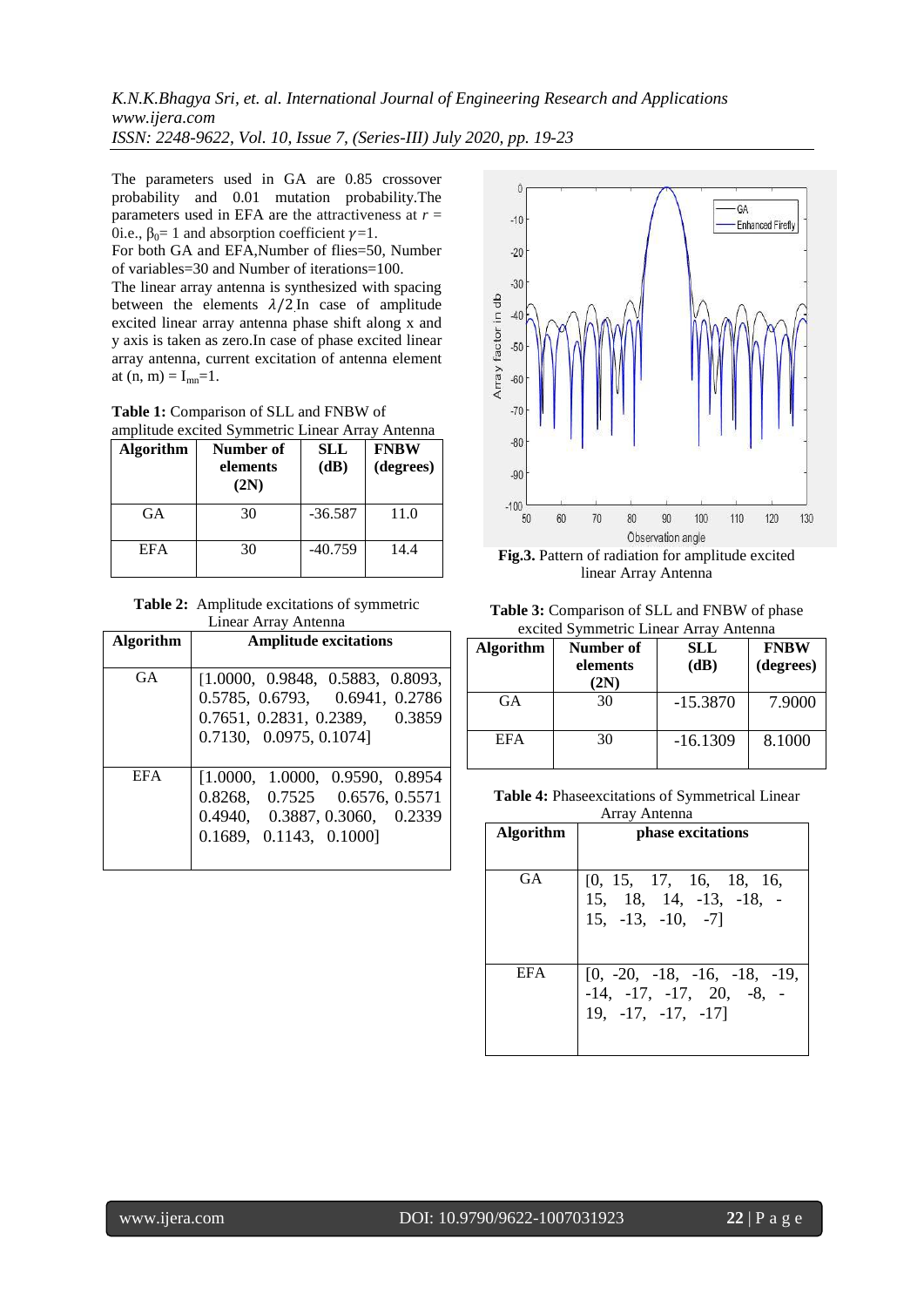The parameters used in GA are 0.85 crossover probability and 0.01 mutation probability.The parameters used in EFA are the attractiveness at $r = 0$i.e., $\beta_0 = 1$ and absorption coefficient $\gamma = 1$.

For both GA and EFA,Number of flies=50, Number of variables=30 and Number of iterations=100.

The linear array antenna is synthesized with spacing between the elements $\lambda/2$.In case of amplitude excited linear array antenna phase shift along x and y axis is taken as zero.In case of phase excited linear array antenna, current excitation of antenna element at (n, m) = $I_{mn}$=1.

**Table 1:** Comparison of SLL and FNBW of amplitude excited Symmetric Linear Array Antenna

| Algorithm | Number of elements (2N) | SLL (dB) | FNBW (degrees) |
|---|---|---|---|
| GA | 30 | -36.587 | 11.0 |
| EFA | 30 | -40.759 | 14.4 |

**Table 2:** Amplitude excitations of symmetric Linear Array Antenna

| Algorithm | Amplitude excitations |
|---|---|
| GA | [1.0000, 0.9848, 0.5883, 0.8093, 0.5785, 0.6793, 0.6941, 0.2786 0.7651, 0.2831, 0.2389, 0.3859 0.7130, 0.0975, 0.1074] |
| EFA | [1.0000, 1.0000, 0.9590, 0.8954 0.8268, 0.7525 0.6576, 0.5571 0.4940, 0.3887, 0.3060, 0.2339 0.1689, 0.1143, 0.1000] |

**Fig.3.** Pattern of radiation for amplitude excited linear Array Antenna

**Table 3:** Comparison of SLL and FNBW of phase excited Symmetric Linear Array Antenna

| Algorithm | Number of elements (2N) | SLL (dB) | FNBW (degrees) |
|---|---|---|---|
| GA | 30 | -15.3870 | 7.9000 |
| EFA | 30 | -16.1309 | 8.1000 |

**Table 4:** Phaseexcitations of Symmetrical Linear Array Antenna

| Algorithm | phase excitations |
|---|---|
| GA | [0, 15, 17, 16, 18, 16, 15, 18, 14, -13, -18, -15, -13, -10, -7] |
| EFA | [0, -20, -18, -16, -18, -19, -14, -17, -17, 20, -8, -19, -17, -17, -17] |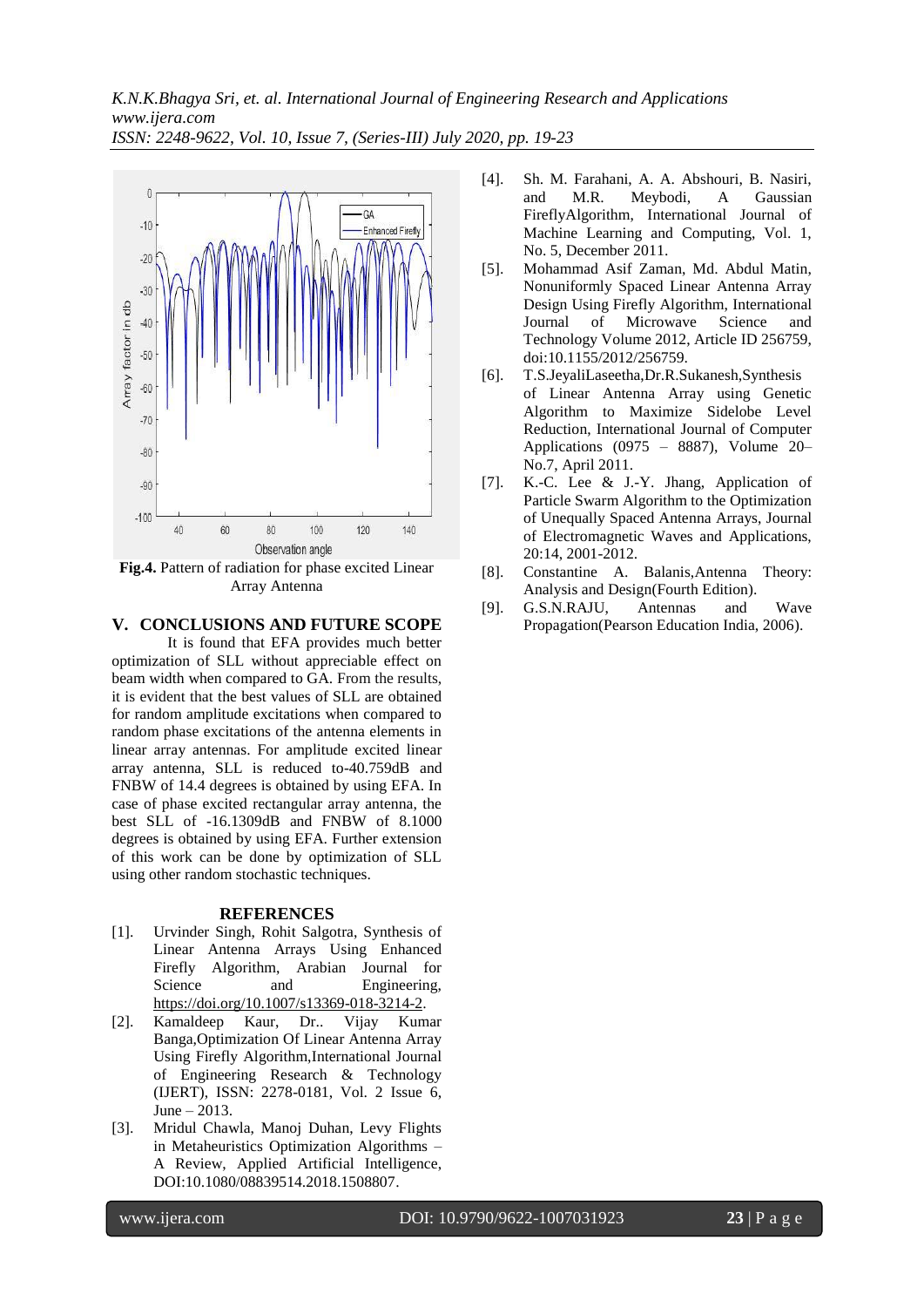0
-10
-20
-30
-40
-50
-60
-70
-80
-90
-100
40
60
80
100
120
140
Array factor in db
Observation angle
GA
Enhanced Firefly

**Fig.4.** Pattern of radiation for phase excited Linear Array Antenna

## V. CONCLUSIONS AND FUTURE SCOPE

It is found that EFA provides much better optimization of SLL without appreciable effect on beam width when compared to GA. From the results, it is evident that the best values of SLL are obtained for random amplitude excitations when compared to random phase excitations of the antenna elements in linear array antennas. For amplitude excited linear array antenna, SLL is reduced to-40.759dB and FNBW of 14.4 degrees is obtained by using EFA. In case of phase excited rectangular array antenna, the best SLL of -16.1309dB and FNBW of 8.1000 degrees is obtained by using EFA. Further extension of this work can be done by optimization of SLL using other random stochastic techniques.

## REFERENCES

[1]. Urvinder Singh, Rohit Salgotra, Synthesis of Linear Antenna Arrays Using Enhanced Firefly Algorithm, Arabian Journal for Science and Engineering, https://doi.org/10.1007/s13369-018-3214-2.

[2]. Kamaldeep Kaur, Dr.. Vijay Kumar Banga,Optimization Of Linear Antenna Array Using Firefly Algorithm,International Journal of Engineering Research & Technology (IJERT), ISSN: 2278-0181, Vol. 2 Issue 6, June – 2013.

[3]. Mridul Chawla, Manoj Duhan, Levy Flights in Metaheuristics Optimization Algorithms – A Review, Applied Artificial Intelligence, DOI:10.1080/08839514.2018.1508807.

[4]. Sh. M. Farahani, A. A. Abshouri, B. Nasiri, and M.R. Meybodi, A Gaussian FireflyAlgorithm, International Journal of Machine Learning and Computing, Vol. 1, No. 5, December 2011.

[5]. Mohammad Asif Zaman, Md. Abdul Matin, Nonuniformly Spaced Linear Antenna Array Design Using Firefly Algorithm, International Journal of Microwave Science and Technology Volume 2012, Article ID 256759, doi:10.1155/2012/256759.

[6]. T.S.JeyaliLaseetha,Dr.R.Sukanesh,Synthesis of Linear Antenna Array using Genetic Algorithm to Maximize Sidelobe Level Reduction, International Journal of Computer Applications (0975 – 8887), Volume 20– No.7, April 2011.

[7]. K.-C. Lee & J.-Y. Jhang, Application of Particle Swarm Algorithm to the Optimization of Unequally Spaced Antenna Arrays, Journal of Electromagnetic Waves and Applications, 20:14, 2001-2012.

[8]. Constantine A. Balanis,Antenna Theory: Analysis and Design(Fourth Edition).

[9]. G.S.N.RAJU, Antennas and Wave Propagation(Pearson Education India, 2006).